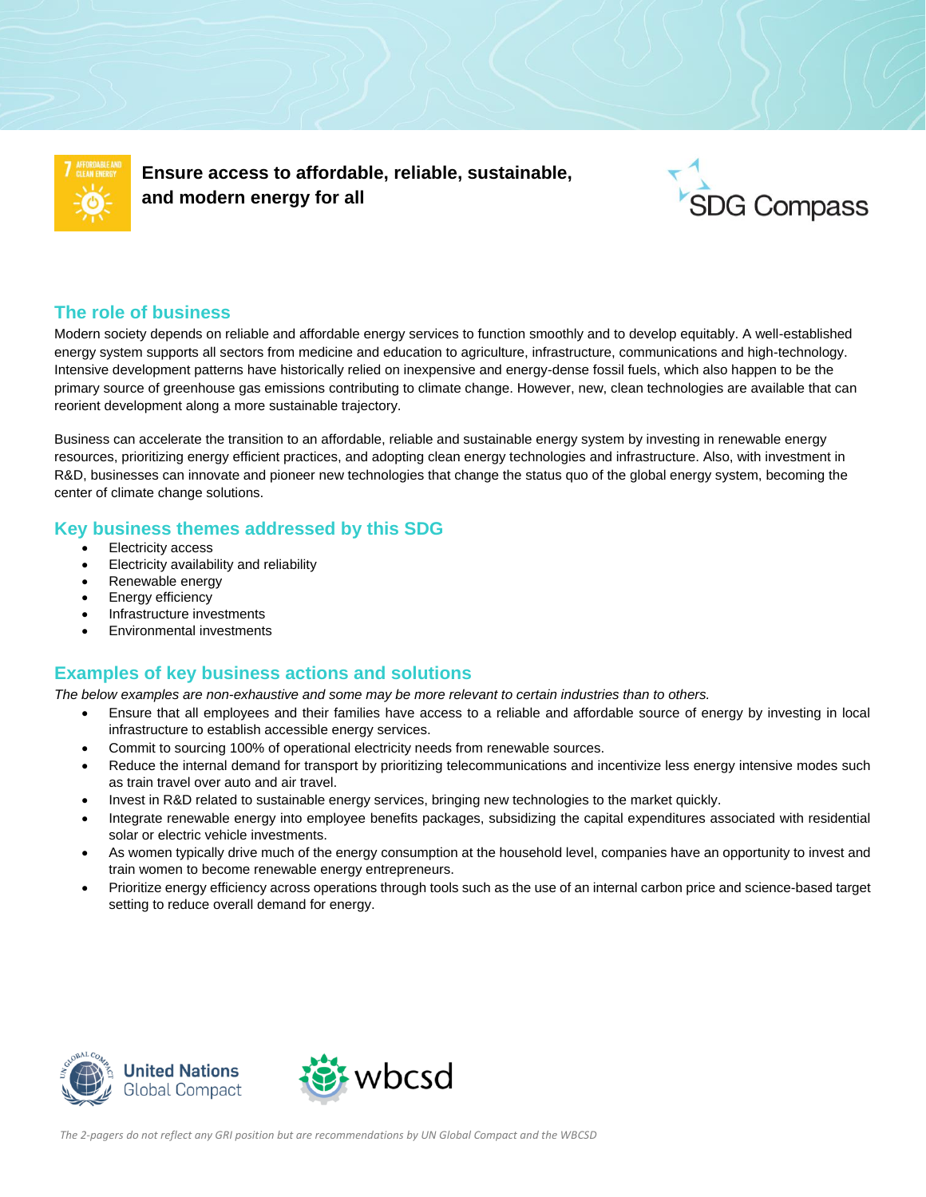# Ensure access to affordable, reliable, sustainable, and modern energy for all

## The role of business

Modern society depends on reliable and affordable energy services to function smoothly and to develop equitably. A well-established energy system supports all sectors from medicine and education to agriculture, infrastructure, communications and high-technology. Intensive development patterns have historically relied on inexpensive and energy-dense fossil fuels, which also happen to be the primary source of greenhouse gas emissions contributing to climate change. However, new, clean technologies are available that can reorient development along a more sustainable trajectory.

Business can accelerate the transition to an affordable, reliable and sustainable energy system by investing in renewable energy resources, prioritizing energy efficient practices, and adopting clean energy technologies and infrastructure. Also, with investment in R&D, businesses can innovate and pioneer new technologies that change the status quo of the global energy system, becoming the center of climate change solutions.

## Key business themes addressed by this SDG

- Electricity access
- Electricity availability and reliability
- Renewable energy
- Energy efficiency
- Infrastructure investments
- Environmental investments

## Examples of key business actions and solutions

*The below examples are non-exhaustive and some may be more relevant to certain industries than to others.*

- Ensure that all employees and their families have access to a reliable and affordable source of energy by investing in local infrastructure to establish accessible energy services.
- Commit to sourcing 100% of operational electricity needs from renewable sources.
- Reduce the internal demand for transport by prioritizing telecommunications and incentivize less energy intensive modes such as train travel over auto and air travel.
- Invest in R&D related to sustainable energy services, bringing new technologies to the market quickly.
- Integrate renewable energy into employee benefits packages, subsidizing the capital expenditures associated with residential solar or electric vehicle investments.
- As women typically drive much of the energy consumption at the household level, companies have an opportunity to invest and train women to become renewable energy entrepreneurs.
- Prioritize energy efficiency across operations through tools such as the use of an internal carbon price and science-based target setting to reduce overall demand for energy.

*The 2-pagers do not reflect any GRI position but are recommendations by UN Global Compact and the WBCSD*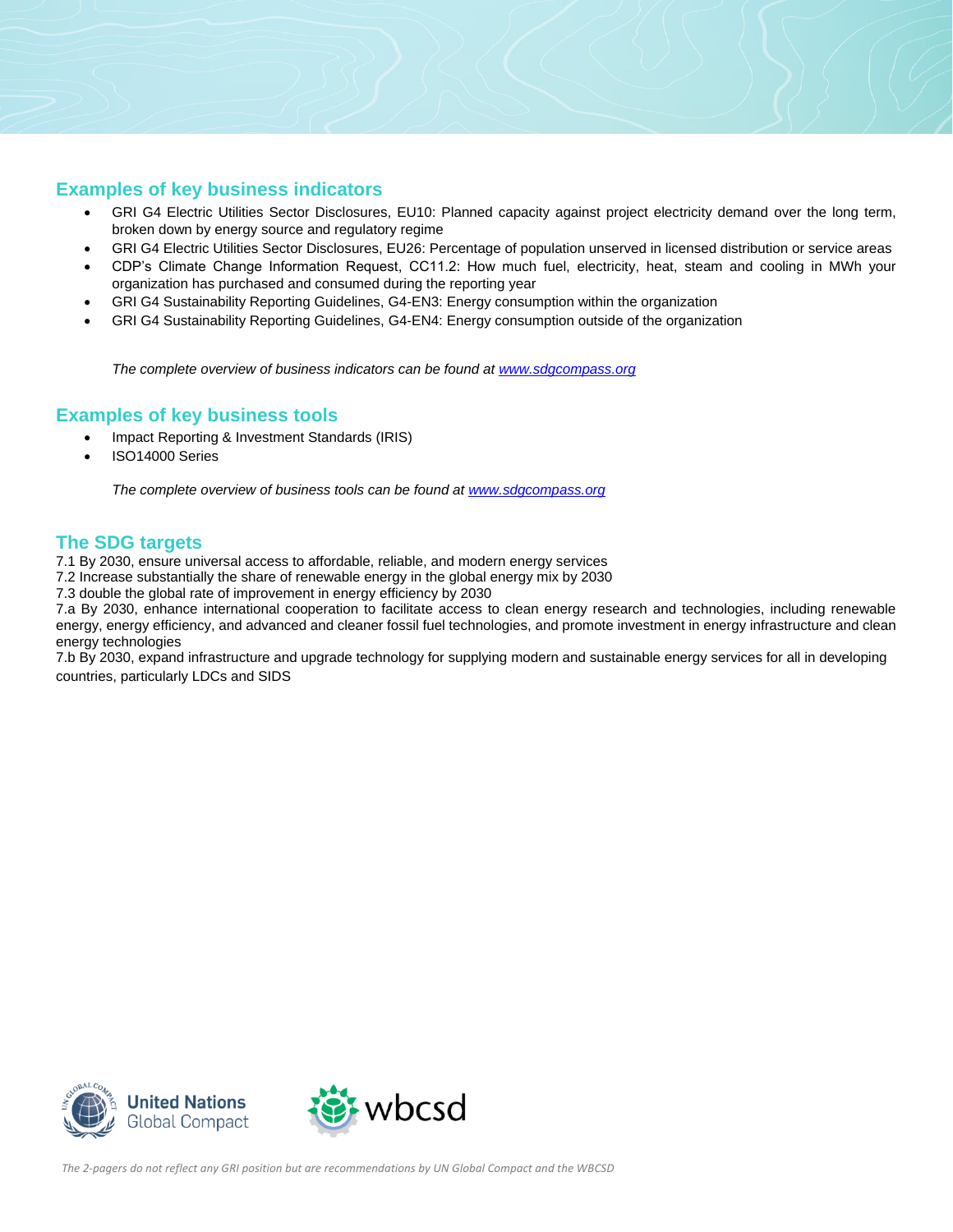## Examples of key business indicators

- GRI G4 Electric Utilities Sector Disclosures, EU10: Planned capacity against project electricity demand over the long term, broken down by energy source and regulatory regime
- GRI G4 Electric Utilities Sector Disclosures, EU26: Percentage of population unserved in licensed distribution or service areas
- CDP's Climate Change Information Request, CC11.2: How much fuel, electricity, heat, steam and cooling in MWh your organization has purchased and consumed during the reporting year
- GRI G4 Sustainability Reporting Guidelines, G4-EN3: Energy consumption within the organization
- GRI G4 Sustainability Reporting Guidelines, G4-EN4: Energy consumption outside of the organization

*The complete overview of business indicators can be found at [www.sdgcompass.org](www.sdgcompass.org)*

## Examples of key business tools

- Impact Reporting & Investment Standards (IRIS)
- ISO14000 Series

*The complete overview of business tools can be found at [www.sdgcompass.org](www.sdgcompass.org)*

## The SDG targets

7.1 By 2030, ensure universal access to affordable, reliable, and modern energy services
7.2 Increase substantially the share of renewable energy in the global energy mix by 2030
7.3 double the global rate of improvement in energy efficiency by 2030
7.a By 2030, enhance international cooperation to facilitate access to clean energy research and technologies, including renewable energy, energy efficiency, and advanced and cleaner fossil fuel technologies, and promote investment in energy infrastructure and clean energy technologies
7.b By 2030, expand infrastructure and upgrade technology for supplying modern and sustainable energy services for all in developing countries, particularly LDCs and SIDS

United Nations Global Compact

wbcsd

*The 2-pagers do not reflect any GRI position but are recommendations by UN Global Compact and the WBCSD*